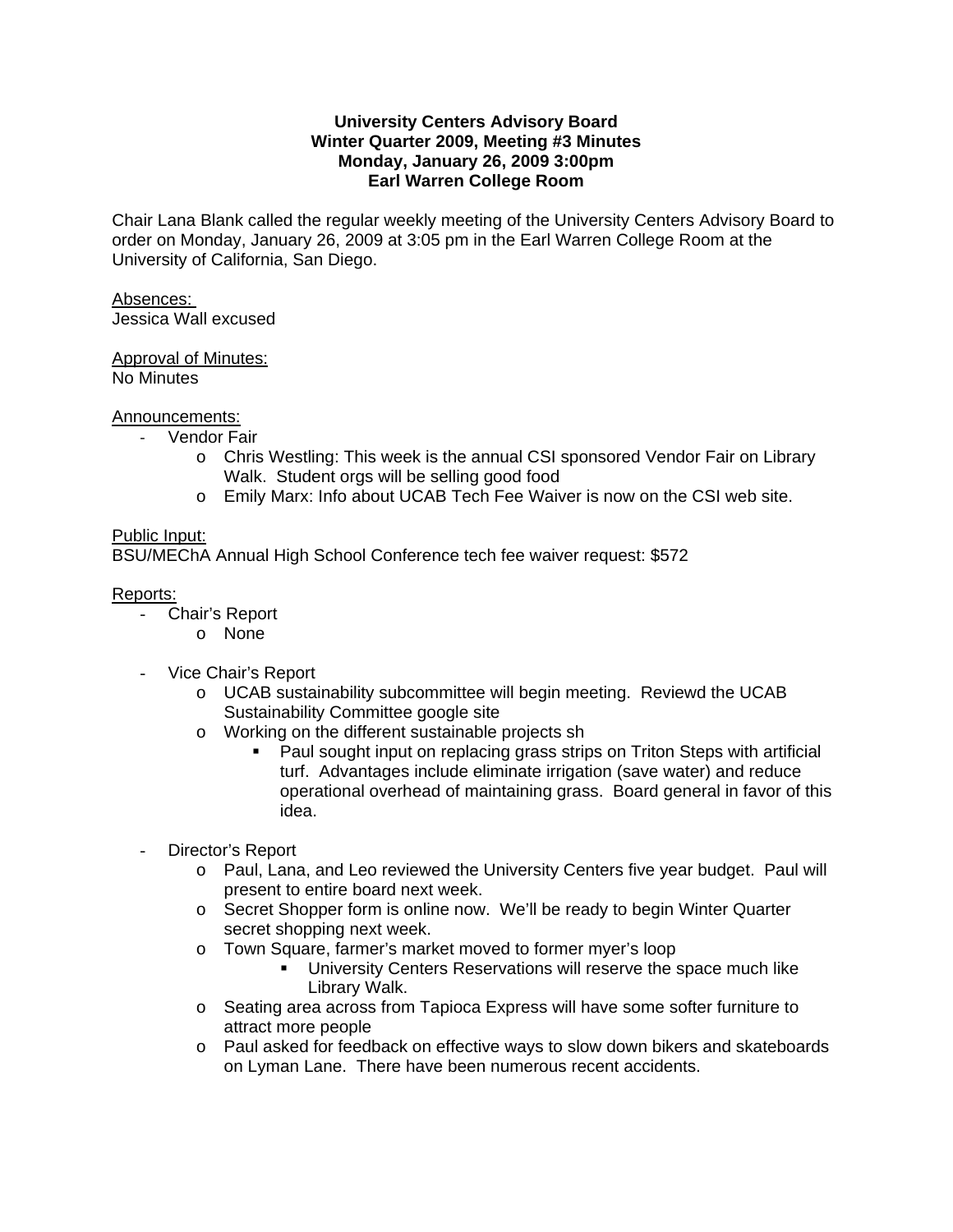**University Centers Advisory Board**
**Winter Quarter 2009, Meeting #3 Minutes**
**Monday, January 26, 2009 3:00pm**
**Earl Warren College Room**

Chair Lana Blank called the regular weekly meeting of the University Centers Advisory Board to order on Monday, January 26, 2009 at 3:05 pm in the Earl Warren College Room at the University of California, San Diego.

Absences:
Jessica Wall excused

Approval of Minutes:
No Minutes

Announcements:

- Vendor Fair
    - Chris Westling: This week is the annual CSI sponsored Vendor Fair on Library Walk. Student orgs will be selling good food
    - Emily Marx: Info about UCAB Tech Fee Waiver is now on the CSI web site.

Public Input:
BSU/MEChA Annual High School Conference tech fee waiver request: $572

Reports:

- Chair's Report
    - None

- Vice Chair's Report
    - UCAB sustainability subcommittee will begin meeting. Reviewd the UCAB Sustainability Committee google site
    - Working on the different sustainable projects sh
        - Paul sought input on replacing grass strips on Triton Steps with artificial turf. Advantages include eliminate irrigation (save water) and reduce operational overhead of maintaining grass. Board general in favor of this idea.

- Director's Report
    - Paul, Lana, and Leo reviewed the University Centers five year budget. Paul will present to entire board next week.
    - Secret Shopper form is online now. We'll be ready to begin Winter Quarter secret shopping next week.
    - Town Square, farmer's market moved to former myer's loop
        - University Centers Reservations will reserve the space much like Library Walk.
    - Seating area across from Tapioca Express will have some softer furniture to attract more people
    - Paul asked for feedback on effective ways to slow down bikers and skateboards on Lyman Lane. There have been numerous recent accidents.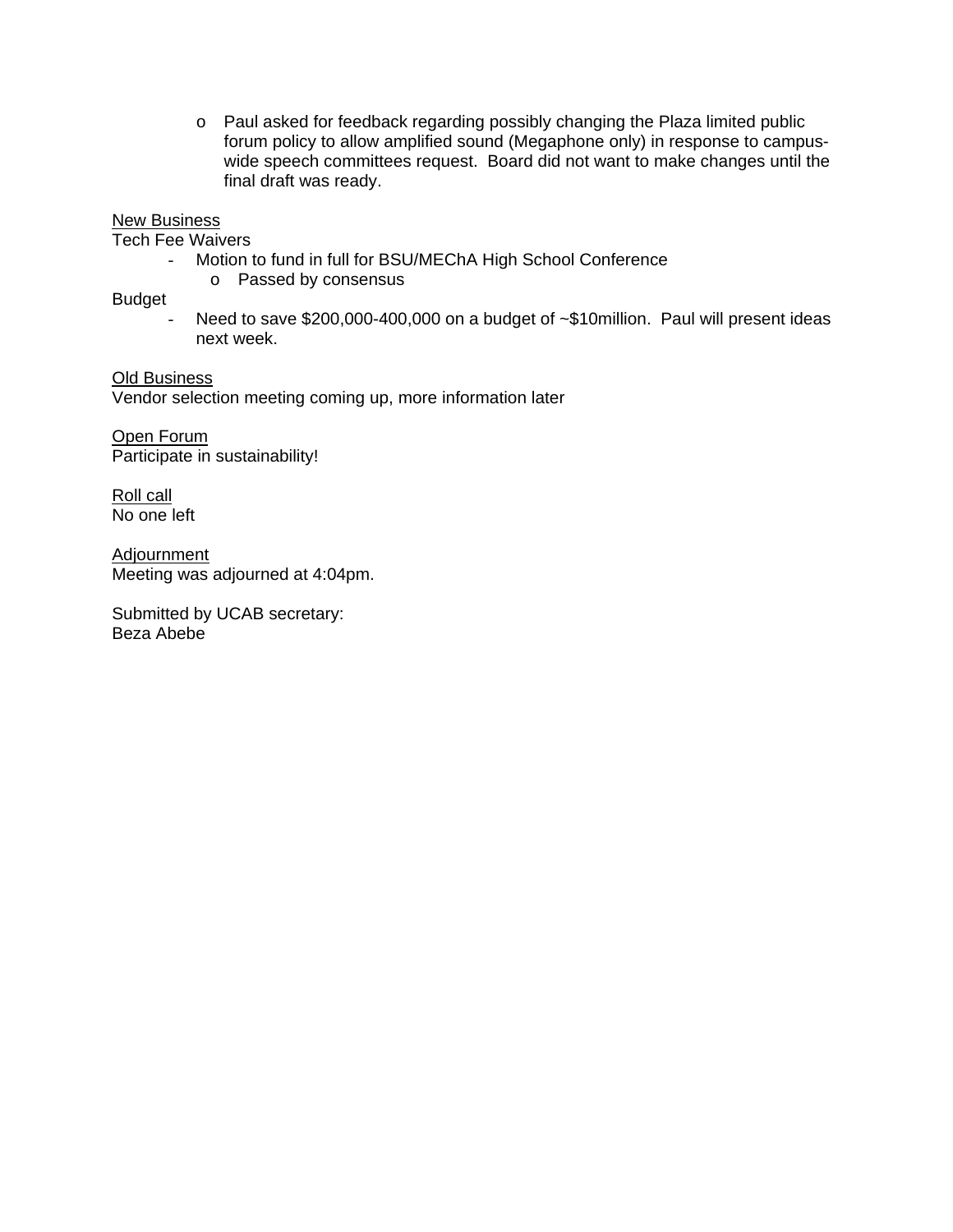- Paul asked for feedback regarding possibly changing the Plaza limited public forum policy to allow amplified sound (Megaphone only) in response to campus-wide speech committees request. Board did not want to make changes until the final draft was ready.

<u>New Business</u>

Tech Fee Waivers

- Motion to fund in full for BSU/MEChA High School Conference
    - Passed by consensus

Budget

- Need to save $200,000-400,000 on a budget of ~$10million. Paul will present ideas next week.

<u>Old Business</u>

Vendor selection meeting coming up, more information later

<u>Open Forum</u>

Participate in sustainability!

<u>Roll call</u>

No one left

<u>Adjournment</u>

Meeting was adjourned at 4:04pm.

Submitted by UCAB secretary:
Beza Abebe